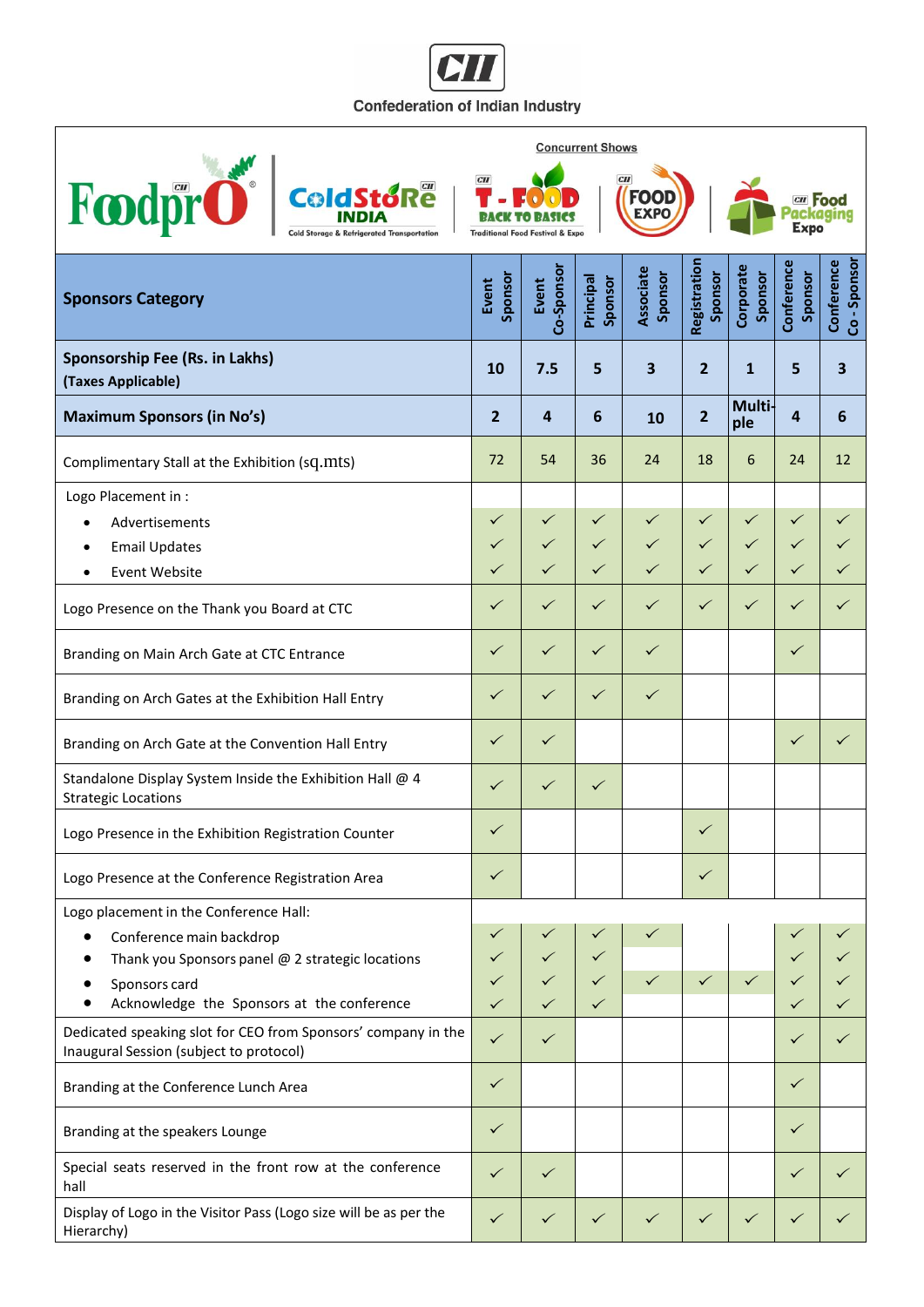Confederation of Indian Industry

FoodprO | ColdStoRe INDIA – Cold Storage & Refrigerated Transportation

**Concurrent Shows**

T-FOOD Back to Basics – Traditional Food Festival & Expo | FOOD EXPO | Food Packaging Expo

| Sponsors Category | Event Sponsor | Event Co-Sponsor | Principal Sponsor | Associate Sponsor | Registration Sponsor | Corporate Sponsor | Conference Sponsor | Conference Co - Sponsor |
|---|---|---|---|---|---|---|---|---|
| **Sponsorship Fee (Rs. in Lakhs) (Taxes Applicable)** | 10 | 7.5 | 5 | 3 | 2 | 1 | 5 | 3 |
| **Maximum Sponsors (in No's)** | 2 | 4 | 6 | 10 | 2 | Multiple | 4 | 6 |
| Complimentary Stall at the Exhibition (sq.mts) | 72 | 54 | 36 | 24 | 18 | 6 | 24 | 12 |
| Logo Placement in : | | | | | | | | |
| • Advertisements | ✓ | ✓ | ✓ | ✓ | ✓ | ✓ | ✓ | ✓ |
| • Email Updates | ✓ | ✓ | ✓ | ✓ | ✓ | ✓ | ✓ | ✓ |
| • Event Website | ✓ | ✓ | ✓ | ✓ | ✓ | ✓ | ✓ | ✓ |
| Logo Presence on the Thank you Board at CTC | ✓ | ✓ | ✓ | ✓ | ✓ | ✓ | ✓ | ✓ |
| Branding on Main Arch Gate at CTC Entrance | ✓ | ✓ | ✓ | ✓ | | | ✓ | |
| Branding on Arch Gates at the Exhibition Hall Entry | ✓ | ✓ | ✓ | ✓ | | | | |
| Branding on Arch Gate at the Convention Hall Entry | ✓ | ✓ | | | | | ✓ | ✓ |
| Standalone Display System Inside the Exhibition Hall @ 4 Strategic Locations | ✓ | ✓ | ✓ | | | | | |
| Logo Presence in the Exhibition Registration Counter | ✓ | | | | ✓ | | | |
| Logo Presence at the Conference Registration Area | ✓ | | | | ✓ | | | |
| Logo placement in the Conference Hall: | | | | | | | | |
| • Conference main backdrop | ✓ | ✓ | ✓ | ✓ | | | ✓ | ✓ |
| • Thank you Sponsors panel @ 2 strategic locations | ✓ | ✓ | ✓ | | | | ✓ | ✓ |
| • Sponsors card | ✓ | ✓ | ✓ | ✓ | ✓ | ✓ | ✓ | ✓ |
| • Acknowledge the Sponsors at the conference | ✓ | ✓ | ✓ | | | | ✓ | ✓ |
| Dedicated speaking slot for CEO from Sponsors' company in the Inaugural Session (subject to protocol) | ✓ | ✓ | | | | | ✓ | ✓ |
| Branding at the Conference Lunch Area | ✓ | | | | | | ✓ | |
| Branding at the speakers Lounge | ✓ | | | | | | ✓ | |
| Special seats reserved in the front row at the conference hall | ✓ | ✓ | | | | | ✓ | ✓ |
| Display of Logo in the Visitor Pass (Logo size will be as per the Hierarchy) | ✓ | ✓ | ✓ | ✓ | ✓ | ✓ | ✓ | ✓ |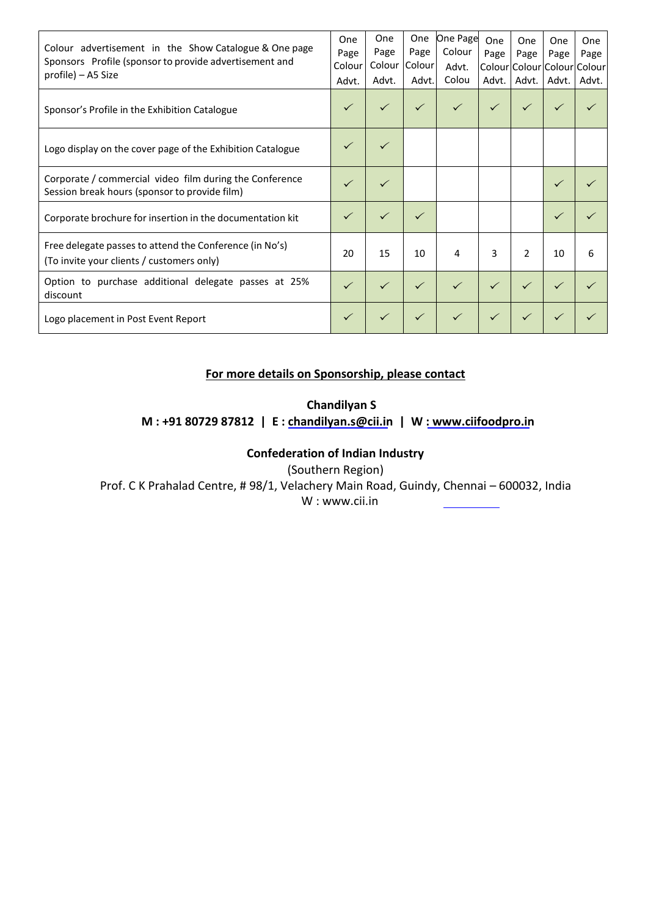| Colour advertisement in the Show Catalogue & One page Sponsors Profile (sponsor to provide advertisement and profile) – A5 Size | One Page Colour Advt. | One Page Colour Advt. | One Page Colour Advt. | One Page Colour Advt. Colou | One Page Colour Advt. | One Page Colour Advt. | One Page Colour Advt. | One Page Colour Advt. |
|---|---|---|---|---|---|---|---|---|
| Sponsor's Profile in the Exhibition Catalogue | ✓ | ✓ | ✓ | ✓ | ✓ | ✓ | ✓ | ✓ |
| Logo display on the cover page of the Exhibition Catalogue | ✓ | ✓ | | | | | | |
| Corporate / commercial video film during the Conference Session break hours (sponsor to provide film) | ✓ | ✓ | | | | | ✓ | ✓ |
| Corporate brochure for insertion in the documentation kit | ✓ | ✓ | ✓ | | | | ✓ | ✓ |
| Free delegate passes to attend the Conference (in No's) (To invite your clients / customers only) | 20 | 15 | 10 | 4 | 3 | 2 | 10 | 6 |
| Option to purchase additional delegate passes at 25% discount | ✓ | ✓ | ✓ | ✓ | ✓ | ✓ | ✓ | ✓ |
| Logo placement in Post Event Report | ✓ | ✓ | ✓ | ✓ | ✓ | ✓ | ✓ | ✓ |

**For more details on Sponsorship, please contact**

**Chandilyan S**

**M : +91 80729 87812 | E : chandilyan.s@cii.in | W : www.ciifoodpro.in**

**Confederation of Indian Industry**

(Southern Region)

Prof. C K Prahalad Centre, # 98/1, Velachery Main Road, Guindy, Chennai – 600032, India

W : www.cii.in